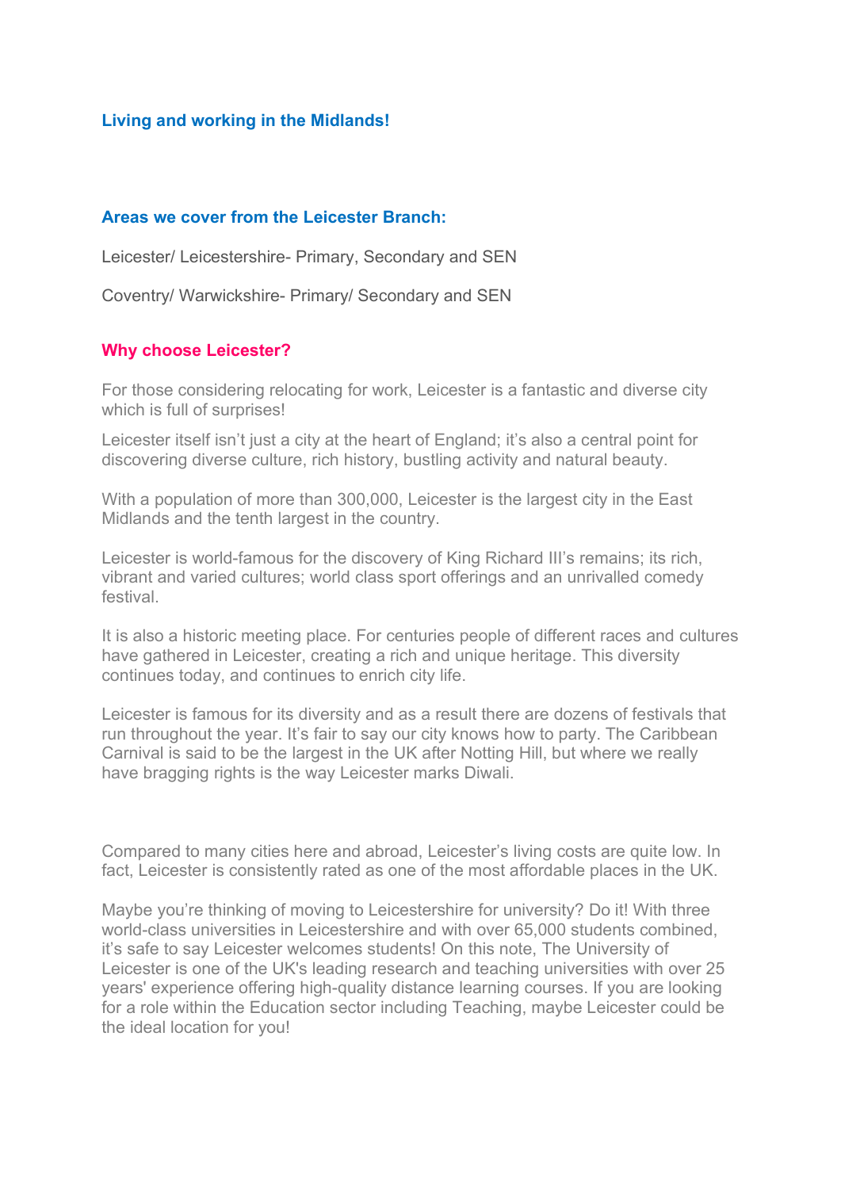## Living and working in the Midlands!

### Areas we cover from the Leicester Branch:

Leicester/ Leicestershire- Primary, Secondary and SEN

Coventry/ Warwickshire- Primary/ Secondary and SEN

### Why choose Leicester?

For those considering relocating for work, Leicester is a fantastic and diverse city which is full of surprises!

Leicester itself isn't just a city at the heart of England; it's also a central point for discovering diverse culture, rich history, bustling activity and natural beauty.

With a population of more than 300,000, Leicester is the largest city in the East Midlands and the tenth largest in the country.

Leicester is world-famous for the discovery of King Richard III's remains; its rich, vibrant and varied cultures; world class sport offerings and an unrivalled comedy festival.

It is also a historic meeting place. For centuries people of different races and cultures have gathered in Leicester, creating a rich and unique heritage. This diversity continues today, and continues to enrich city life.

Leicester is famous for its diversity and as a result there are dozens of festivals that run throughout the year. It's fair to say our city knows how to party. The Caribbean Carnival is said to be the largest in the UK after Notting Hill, but where we really have bragging rights is the way Leicester marks Diwali.

Compared to many cities here and abroad, Leicester's living costs are quite low. In fact, Leicester is consistently rated as one of the most affordable places in the UK.

Maybe you're thinking of moving to Leicestershire for university? Do it! With three world-class universities in Leicestershire and with over 65,000 students combined, it's safe to say Leicester welcomes students! On this note, The University of Leicester is one of the UK's leading research and teaching universities with over 25 years' experience offering high-quality distance learning courses. If you are looking for a role within the Education sector including Teaching, maybe Leicester could be the ideal location for you!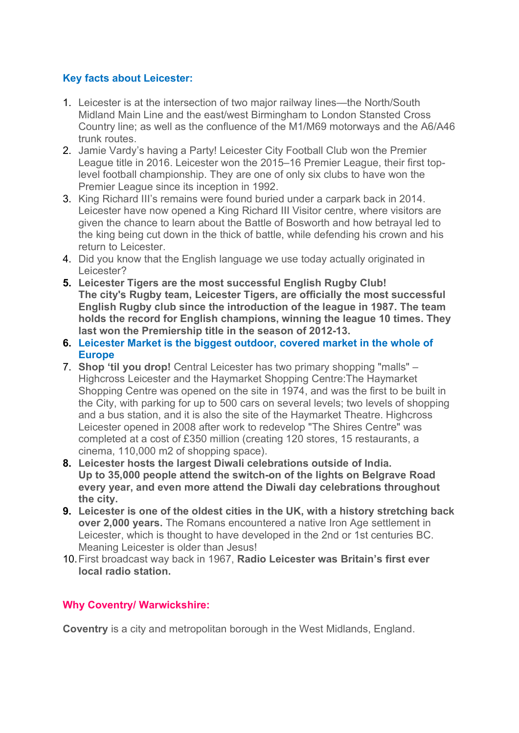## Key facts about Leicester:

1. Leicester is at the intersection of two major railway lines—the North/South Midland Main Line and the east/west Birmingham to London Stansted Cross Country line; as well as the confluence of the M1/M69 motorways and the A6/A46 trunk routes.
2. Jamie Vardy's having a Party! Leicester City Football Club won the Premier League title in 2016. Leicester won the 2015–16 Premier League, their first top-level football championship. They are one of only six clubs to have won the Premier League since its inception in 1992.
3. King Richard III's remains were found buried under a carpark back in 2014. Leicester have now opened a King Richard III Visitor centre, where visitors are given the chance to learn about the Battle of Bosworth and how betrayal led to the king being cut down in the thick of battle, while defending his crown and his return to Leicester.
4. Did you know that the English language we use today actually originated in Leicester?
5. **Leicester Tigers are the most successful English Rugby Club!**
   **The city's Rugby team, Leicester Tigers, are officially the most successful English Rugby club since the introduction of the league in 1987. The team holds the record for English champions, winning the league 10 times. They last won the Premiership title in the season of 2012-13.**
6. **Leicester Market is the biggest outdoor, covered market in the whole of Europe**
7. **Shop 'til you drop!** Central Leicester has two primary shopping "malls" – Highcross Leicester and the Haymarket Shopping Centre:The Haymarket Shopping Centre was opened on the site in 1974, and was the first to be built in the City, with parking for up to 500 cars on several levels; two levels of shopping and a bus station, and it is also the site of the Haymarket Theatre. Highcross Leicester opened in 2008 after work to redevelop "The Shires Centre" was completed at a cost of £350 million (creating 120 stores, 15 restaurants, a cinema, 110,000 m2 of shopping space).
8. **Leicester hosts the largest Diwali celebrations outside of India.**
   **Up to 35,000 people attend the switch-on of the lights on Belgrave Road every year, and even more attend the Diwali day celebrations throughout the city.**
9. **Leicester is one of the oldest cities in the UK, with a history stretching back over 2,000 years.** The Romans encountered a native Iron Age settlement in Leicester, which is thought to have developed in the 2nd or 1st centuries BC. Meaning Leicester is older than Jesus!
10. First broadcast way back in 1967, **Radio Leicester was Britain's first ever local radio station.**

## Why Coventry/ Warwickshire:

**Coventry** is a city and metropolitan borough in the West Midlands, England.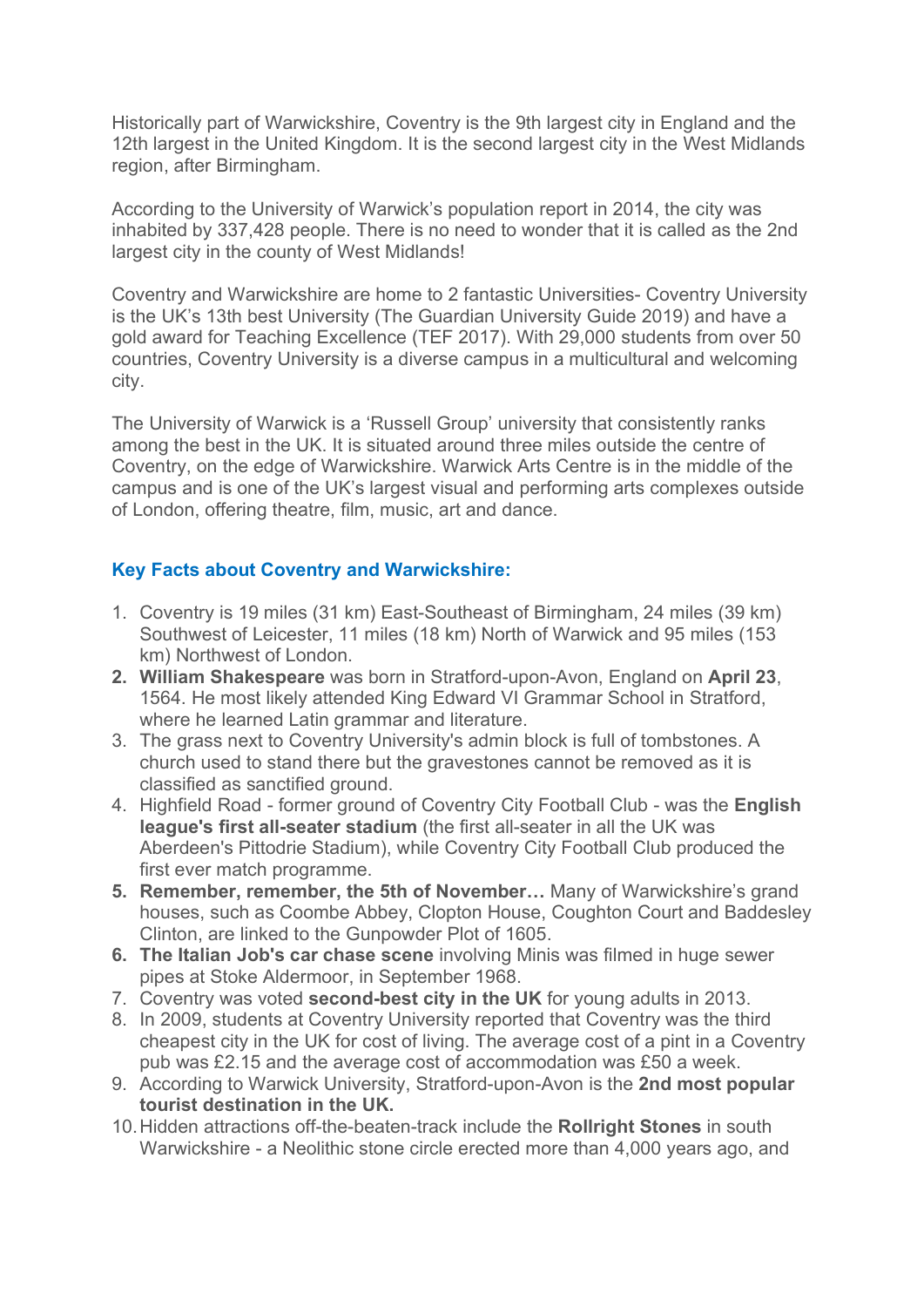Historically part of Warwickshire, Coventry is the 9th largest city in England and the 12th largest in the United Kingdom. It is the second largest city in the West Midlands region, after Birmingham.

According to the University of Warwick's population report in 2014, the city was inhabited by 337,428 people. There is no need to wonder that it is called as the 2nd largest city in the county of West Midlands!

Coventry and Warwickshire are home to 2 fantastic Universities- Coventry University is the UK's 13th best University (The Guardian University Guide 2019) and have a gold award for Teaching Excellence (TEF 2017). With 29,000 students from over 50 countries, Coventry University is a diverse campus in a multicultural and welcoming city.

The University of Warwick is a 'Russell Group' university that consistently ranks among the best in the UK. It is situated around three miles outside the centre of Coventry, on the edge of Warwickshire. Warwick Arts Centre is in the middle of the campus and is one of the UK's largest visual and performing arts complexes outside of London, offering theatre, film, music, art and dance.

### Key Facts about Coventry and Warwickshire:

1. Coventry is 19 miles (31 km) East-Southeast of Birmingham, 24 miles (39 km) Southwest of Leicester, 11 miles (18 km) North of Warwick and 95 miles (153 km) Northwest of London.
2. **William Shakespeare** was born in Stratford-upon-Avon, England on **April 23**, 1564. He most likely attended King Edward VI Grammar School in Stratford, where he learned Latin grammar and literature.
3. The grass next to Coventry University's admin block is full of tombstones. A church used to stand there but the gravestones cannot be removed as it is classified as sanctified ground.
4. Highfield Road - former ground of Coventry City Football Club - was the **English league's first all-seater stadium** (the first all-seater in all the UK was Aberdeen's Pittodrie Stadium), while Coventry City Football Club produced the first ever match programme.
5. **Remember, remember, the 5th of November…** Many of Warwickshire's grand houses, such as Coombe Abbey, Clopton House, Coughton Court and Baddesley Clinton, are linked to the Gunpowder Plot of 1605.
6. **The Italian Job's car chase scene** involving Minis was filmed in huge sewer pipes at Stoke Aldermoor, in September 1968.
7. Coventry was voted **second-best city in the UK** for young adults in 2013.
8. In 2009, students at Coventry University reported that Coventry was the third cheapest city in the UK for cost of living. The average cost of a pint in a Coventry pub was £2.15 and the average cost of accommodation was £50 a week.
9. According to Warwick University, Stratford-upon-Avon is the **2nd most popular tourist destination in the UK.**
10. Hidden attractions off-the-beaten-track include the **Rollright Stones** in south Warwickshire - a Neolithic stone circle erected more than 4,000 years ago, and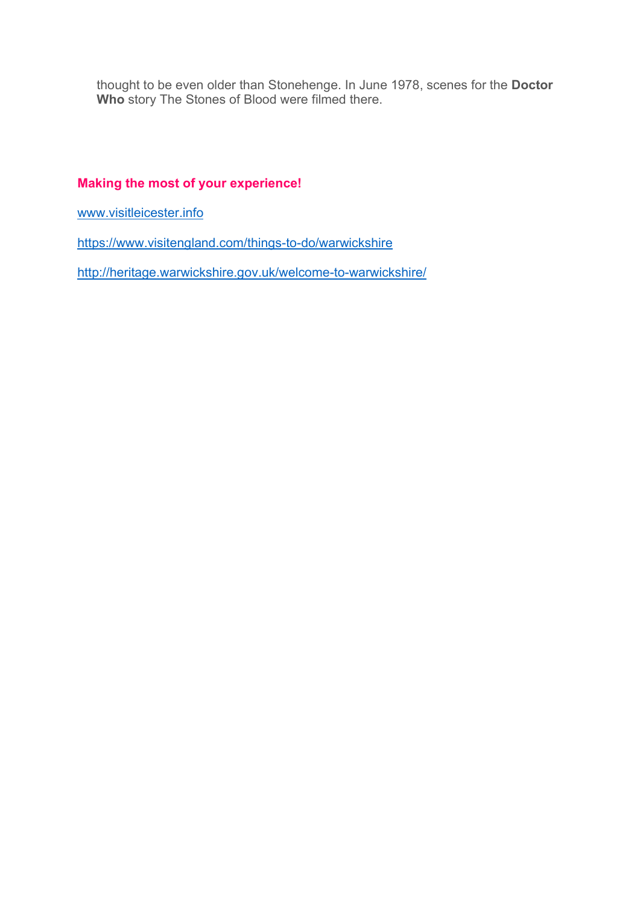thought to be even older than Stonehenge. In June 1978, scenes for the **Doctor Who** story The Stones of Blood were filmed there.

**Making the most of your experience!**

[www.visitleicester.info](http://www.visitleicester.info)

[https://www.visitengland.com/things-to-do/warwickshire](https://www.visitengland.com/things-to-do/warwickshire)

[http://heritage.warwickshire.gov.uk/welcome-to-warwickshire/](http://heritage.warwickshire.gov.uk/welcome-to-warwickshire/)